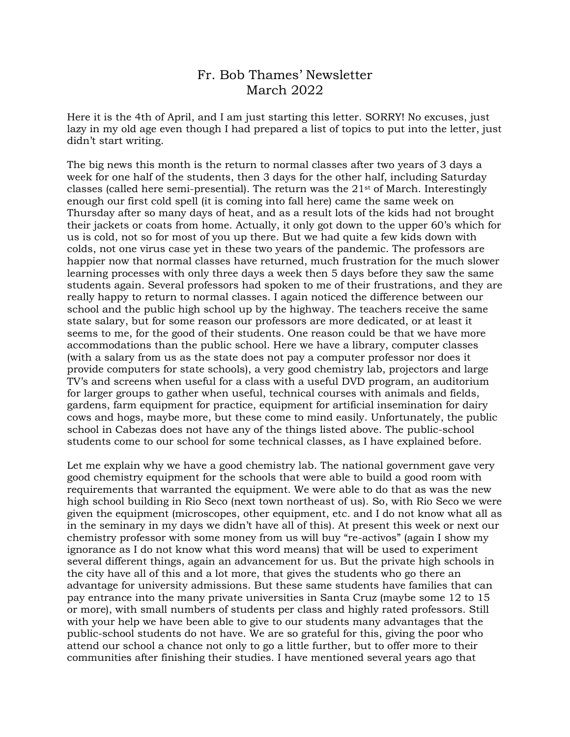# Fr. Bob Thames' Newsletter
## March 2022

Here it is the 4th of April, and I am just starting this letter. SORRY! No excuses, just lazy in my old age even though I had prepared a list of topics to put into the letter, just didn't start writing.

The big news this month is the return to normal classes after two years of 3 days a week for one half of the students, then 3 days for the other half, including Saturday classes (called here semi-presential). The return was the 21st of March. Interestingly enough our first cold spell (it is coming into fall here) came the same week on Thursday after so many days of heat, and as a result lots of the kids had not brought their jackets or coats from home. Actually, it only got down to the upper 60's which for us is cold, not so for most of you up there. But we had quite a few kids down with colds, not one virus case yet in these two years of the pandemic. The professors are happier now that normal classes have returned, much frustration for the much slower learning processes with only three days a week then 5 days before they saw the same students again. Several professors had spoken to me of their frustrations, and they are really happy to return to normal classes. I again noticed the difference between our school and the public high school up by the highway. The teachers receive the same state salary, but for some reason our professors are more dedicated, or at least it seems to me, for the good of their students. One reason could be that we have more accommodations than the public school. Here we have a library, computer classes (with a salary from us as the state does not pay a computer professor nor does it provide computers for state schools), a very good chemistry lab, projectors and large TV's and screens when useful for a class with a useful DVD program, an auditorium for larger groups to gather when useful, technical courses with animals and fields, gardens, farm equipment for practice, equipment for artificial insemination for dairy cows and hogs, maybe more, but these come to mind easily. Unfortunately, the public school in Cabezas does not have any of the things listed above. The public-school students come to our school for some technical classes, as I have explained before.

Let me explain why we have a good chemistry lab. The national government gave very good chemistry equipment for the schools that were able to build a good room with requirements that warranted the equipment. We were able to do that as was the new high school building in Rio Seco (next town northeast of us). So, with Rio Seco we were given the equipment (microscopes, other equipment, etc. and I do not know what all as in the seminary in my days we didn't have all of this). At present this week or next our chemistry professor with some money from us will buy "re-activos" (again I show my ignorance as I do not know what this word means) that will be used to experiment several different things, again an advancement for us. But the private high schools in the city have all of this and a lot more, that gives the students who go there an advantage for university admissions. But these same students have families that can pay entrance into the many private universities in Santa Cruz (maybe some 12 to 15 or more), with small numbers of students per class and highly rated professors. Still with your help we have been able to give to our students many advantages that the public-school students do not have. We are so grateful for this, giving the poor who attend our school a chance not only to go a little further, but to offer more to their communities after finishing their studies. I have mentioned several years ago that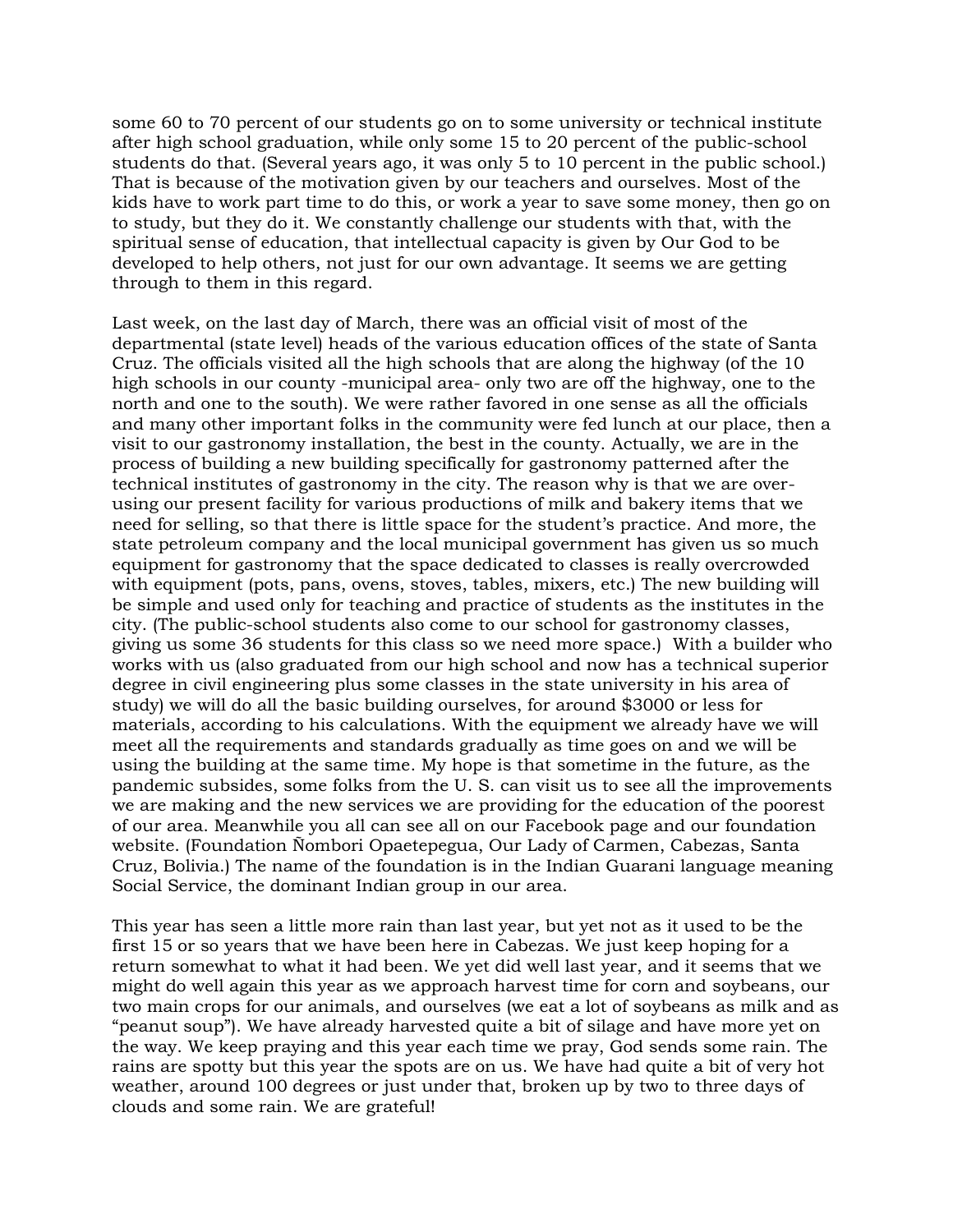some 60 to 70 percent of our students go on to some university or technical institute after high school graduation, while only some 15 to 20 percent of the public-school students do that. (Several years ago, it was only 5 to 10 percent in the public school.) That is because of the motivation given by our teachers and ourselves. Most of the kids have to work part time to do this, or work a year to save some money, then go on to study, but they do it. We constantly challenge our students with that, with the spiritual sense of education, that intellectual capacity is given by Our God to be developed to help others, not just for our own advantage. It seems we are getting through to them in this regard.

Last week, on the last day of March, there was an official visit of most of the departmental (state level) heads of the various education offices of the state of Santa Cruz. The officials visited all the high schools that are along the highway (of the 10 high schools in our county -municipal area- only two are off the highway, one to the north and one to the south). We were rather favored in one sense as all the officials and many other important folks in the community were fed lunch at our place, then a visit to our gastronomy installation, the best in the county. Actually, we are in the process of building a new building specifically for gastronomy patterned after the technical institutes of gastronomy in the city. The reason why is that we are over-using our present facility for various productions of milk and bakery items that we need for selling, so that there is little space for the student's practice. And more, the state petroleum company and the local municipal government has given us so much equipment for gastronomy that the space dedicated to classes is really overcrowded with equipment (pots, pans, ovens, stoves, tables, mixers, etc.) The new building will be simple and used only for teaching and practice of students as the institutes in the city. (The public-school students also come to our school for gastronomy classes, giving us some 36 students for this class so we need more space.) With a builder who works with us (also graduated from our high school and now has a technical superior degree in civil engineering plus some classes in the state university in his area of study) we will do all the basic building ourselves, for around $3000 or less for materials, according to his calculations. With the equipment we already have we will meet all the requirements and standards gradually as time goes on and we will be using the building at the same time. My hope is that sometime in the future, as the pandemic subsides, some folks from the U. S. can visit us to see all the improvements we are making and the new services we are providing for the education of the poorest of our area. Meanwhile you all can see all on our Facebook page and our foundation website. (Foundation Ñombori Opaetepegua, Our Lady of Carmen, Cabezas, Santa Cruz, Bolivia.) The name of the foundation is in the Indian Guarani language meaning Social Service, the dominant Indian group in our area.

This year has seen a little more rain than last year, but yet not as it used to be the first 15 or so years that we have been here in Cabezas. We just keep hoping for a return somewhat to what it had been. We yet did well last year, and it seems that we might do well again this year as we approach harvest time for corn and soybeans, our two main crops for our animals, and ourselves (we eat a lot of soybeans as milk and as "peanut soup"). We have already harvested quite a bit of silage and have more yet on the way. We keep praying and this year each time we pray, God sends some rain. The rains are spotty but this year the spots are on us. We have had quite a bit of very hot weather, around 100 degrees or just under that, broken up by two to three days of clouds and some rain. We are grateful!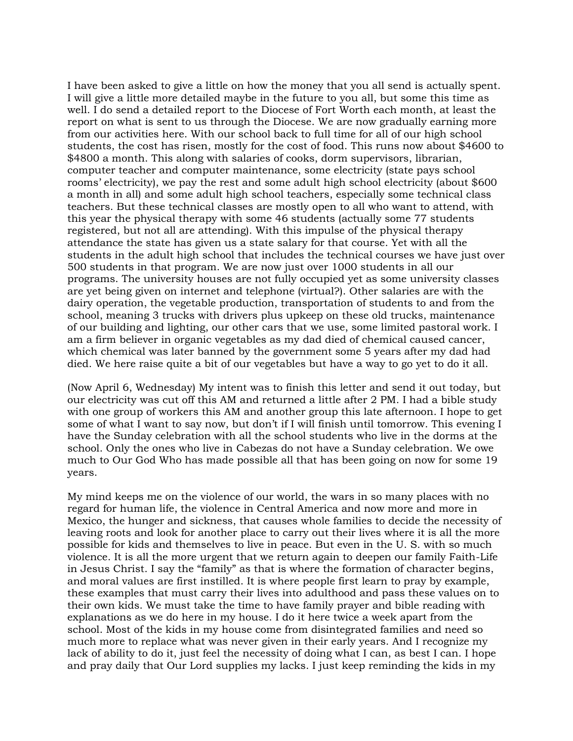I have been asked to give a little on how the money that you all send is actually spent. I will give a little more detailed maybe in the future to you all, but some this time as well. I do send a detailed report to the Diocese of Fort Worth each month, at least the report on what is sent to us through the Diocese. We are now gradually earning more from our activities here. With our school back to full time for all of our high school students, the cost has risen, mostly for the cost of food. This runs now about $4600 to $4800 a month. This along with salaries of cooks, dorm supervisors, librarian, computer teacher and computer maintenance, some electricity (state pays school rooms' electricity), we pay the rest and some adult high school electricity (about $600 a month in all) and some adult high school teachers, especially some technical class teachers. But these technical classes are mostly open to all who want to attend, with this year the physical therapy with some 46 students (actually some 77 students registered, but not all are attending). With this impulse of the physical therapy attendance the state has given us a state salary for that course. Yet with all the students in the adult high school that includes the technical courses we have just over 500 students in that program. We are now just over 1000 students in all our programs. The university houses are not fully occupied yet as some university classes are yet being given on internet and telephone (virtual?). Other salaries are with the dairy operation, the vegetable production, transportation of students to and from the school, meaning 3 trucks with drivers plus upkeep on these old trucks, maintenance of our building and lighting, our other cars that we use, some limited pastoral work. I am a firm believer in organic vegetables as my dad died of chemical caused cancer, which chemical was later banned by the government some 5 years after my dad had died. We here raise quite a bit of our vegetables but have a way to go yet to do it all.

(Now April 6, Wednesday) My intent was to finish this letter and send it out today, but our electricity was cut off this AM and returned a little after 2 PM. I had a bible study with one group of workers this AM and another group this late afternoon. I hope to get some of what I want to say now, but don't if I will finish until tomorrow. This evening I have the Sunday celebration with all the school students who live in the dorms at the school. Only the ones who live in Cabezas do not have a Sunday celebration. We owe much to Our God Who has made possible all that has been going on now for some 19 years.

My mind keeps me on the violence of our world, the wars in so many places with no regard for human life, the violence in Central America and now more and more in Mexico, the hunger and sickness, that causes whole families to decide the necessity of leaving roots and look for another place to carry out their lives where it is all the more possible for kids and themselves to live in peace. But even in the U. S. with so much violence. It is all the more urgent that we return again to deepen our family Faith-Life in Jesus Christ. I say the "family" as that is where the formation of character begins, and moral values are first instilled. It is where people first learn to pray by example, these examples that must carry their lives into adulthood and pass these values on to their own kids. We must take the time to have family prayer and bible reading with explanations as we do here in my house. I do it here twice a week apart from the school. Most of the kids in my house come from disintegrated families and need so much more to replace what was never given in their early years. And I recognize my lack of ability to do it, just feel the necessity of doing what I can, as best I can. I hope and pray daily that Our Lord supplies my lacks. I just keep reminding the kids in my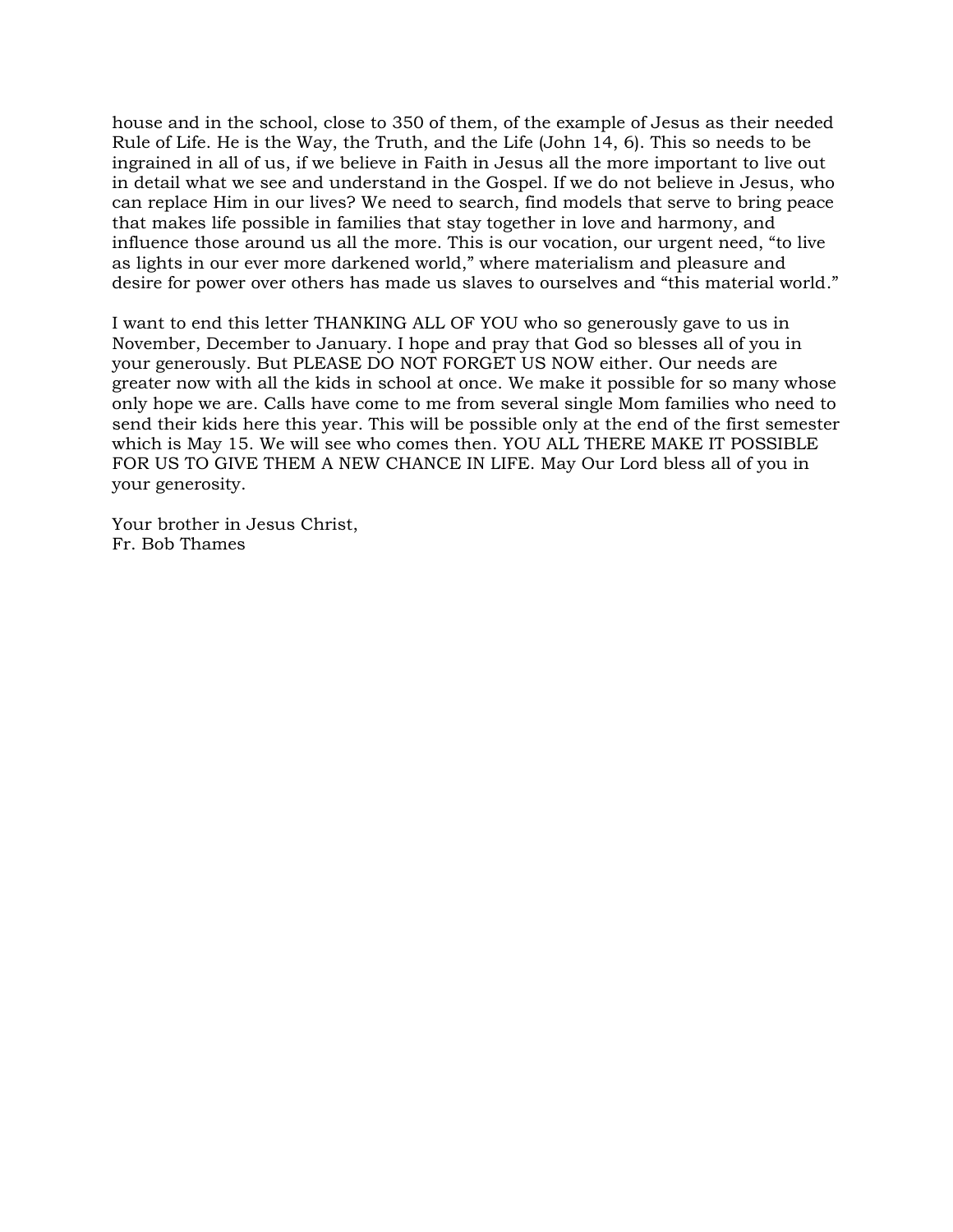house and in the school, close to 350 of them, of the example of Jesus as their needed Rule of Life. He is the Way, the Truth, and the Life (John 14, 6). This so needs to be ingrained in all of us, if we believe in Faith in Jesus all the more important to live out in detail what we see and understand in the Gospel. If we do not believe in Jesus, who can replace Him in our lives? We need to search, find models that serve to bring peace that makes life possible in families that stay together in love and harmony, and influence those around us all the more. This is our vocation, our urgent need, "to live as lights in our ever more darkened world," where materialism and pleasure and desire for power over others has made us slaves to ourselves and "this material world."

I want to end this letter THANKING ALL OF YOU who so generously gave to us in November, December to January. I hope and pray that God so blesses all of you in your generously. But PLEASE DO NOT FORGET US NOW either. Our needs are greater now with all the kids in school at once. We make it possible for so many whose only hope we are. Calls have come to me from several single Mom families who need to send their kids here this year. This will be possible only at the end of the first semester which is May 15. We will see who comes then. YOU ALL THERE MAKE IT POSSIBLE FOR US TO GIVE THEM A NEW CHANCE IN LIFE. May Our Lord bless all of you in your generosity.

Your brother in Jesus Christ,
Fr. Bob Thames